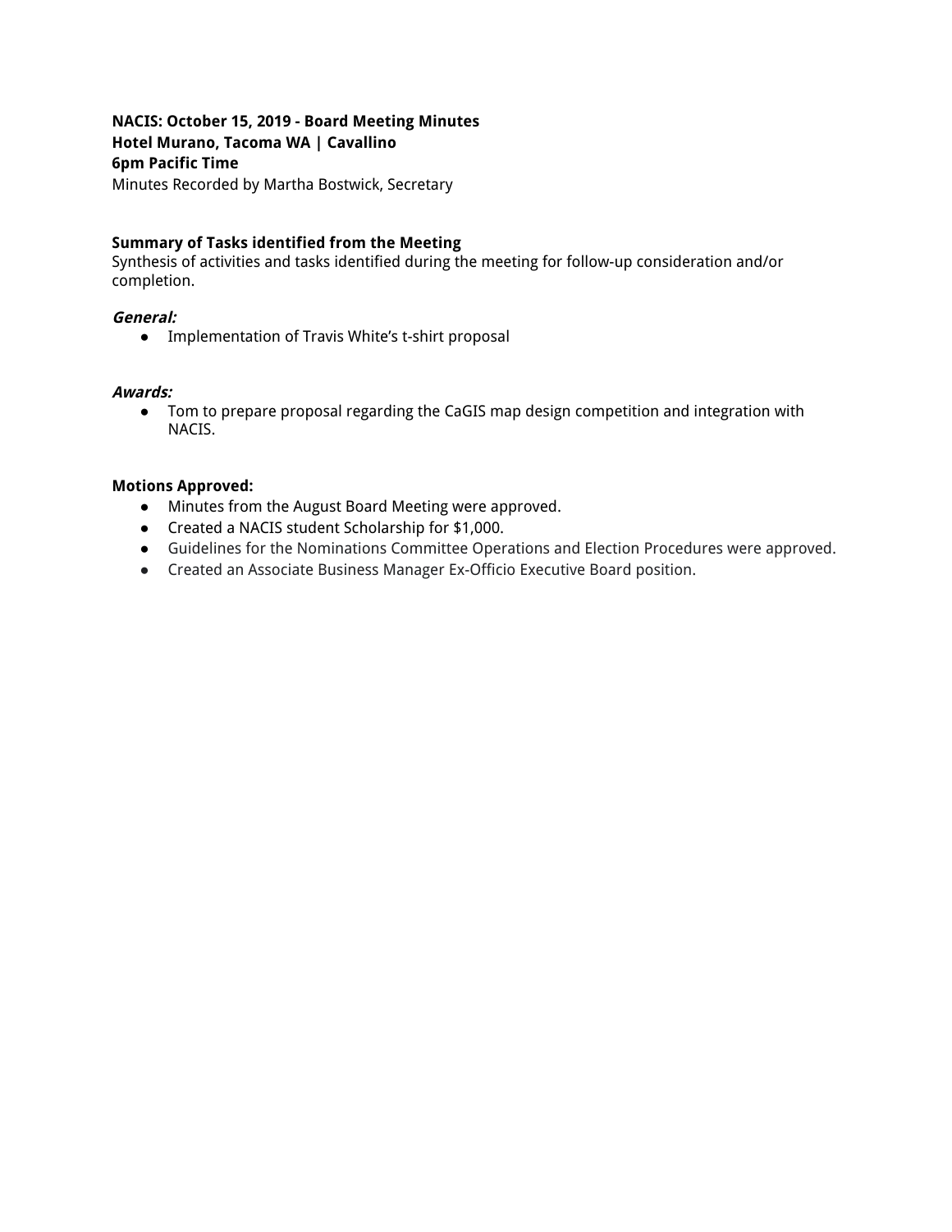**NACIS: October 15, 2019 - Board Meeting Minutes**
**Hotel Murano, Tacoma WA | Cavallino**
**6pm Pacific Time**
Minutes Recorded by Martha Bostwick, Secretary

### Summary of Tasks identified from the Meeting

Synthesis of activities and tasks identified during the meeting for follow-up consideration and/or completion.

***General:***

- Implementation of Travis White's t-shirt proposal

***Awards:***

- Tom to prepare proposal regarding the CaGIS map design competition and integration with NACIS.

### Motions Approved:

- Minutes from the August Board Meeting were approved.
- Created a NACIS student Scholarship for $1,000.
- Guidelines for the Nominations Committee Operations and Election Procedures were approved.
- Created an Associate Business Manager Ex-Officio Executive Board position.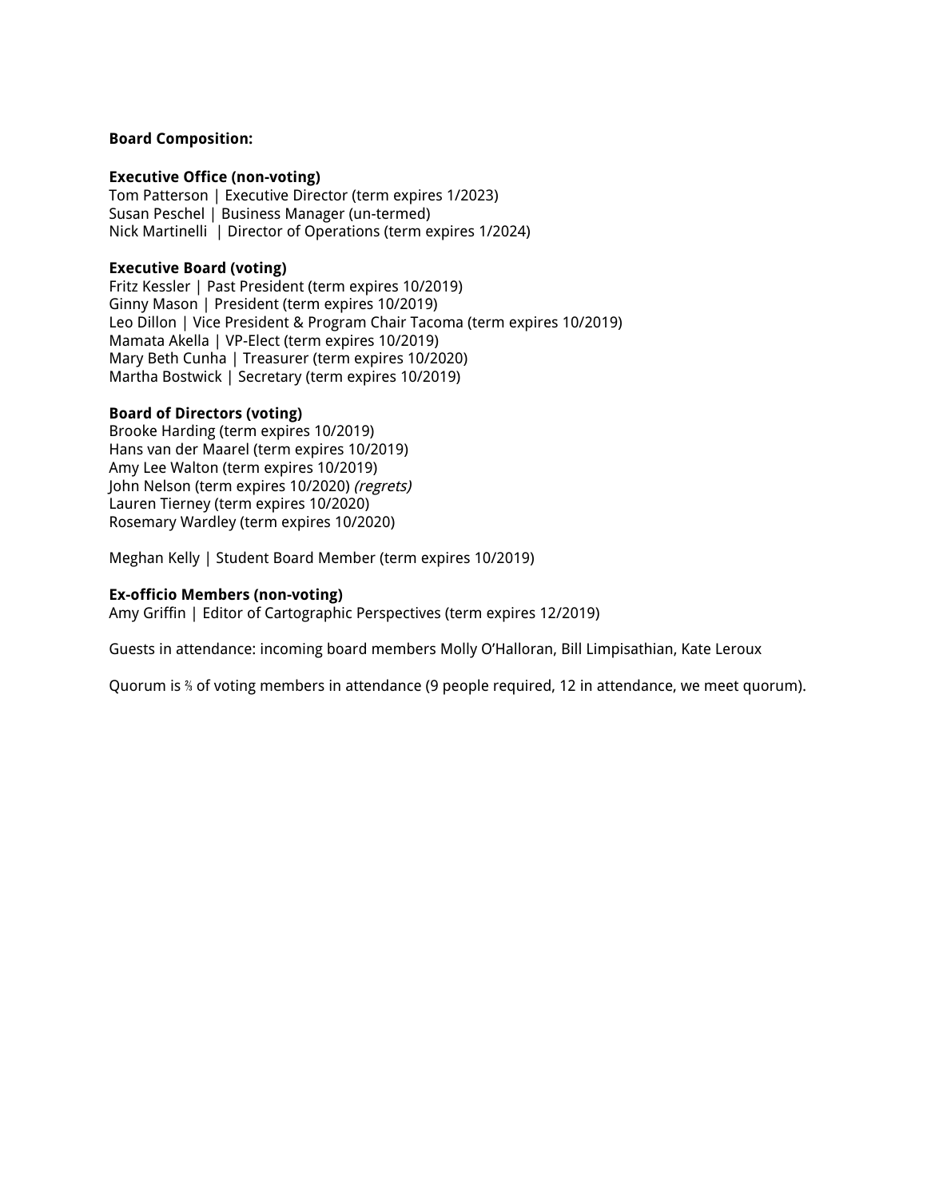**Board Composition:**

**Executive Office (non-voting)**
Tom Patterson | Executive Director (term expires 1/2023)
Susan Peschel | Business Manager (un-termed)
Nick Martinelli | Director of Operations (term expires 1/2024)

**Executive Board (voting)**
Fritz Kessler | Past President (term expires 10/2019)
Ginny Mason | President (term expires 10/2019)
Leo Dillon | Vice President & Program Chair Tacoma (term expires 10/2019)
Mamata Akella | VP-Elect (term expires 10/2019)
Mary Beth Cunha | Treasurer (term expires 10/2020)
Martha Bostwick | Secretary (term expires 10/2019)

**Board of Directors (voting)**
Brooke Harding (term expires 10/2019)
Hans van der Maarel (term expires 10/2019)
Amy Lee Walton (term expires 10/2019)
John Nelson (term expires 10/2020) *(regrets)*
Lauren Tierney (term expires 10/2020)
Rosemary Wardley (term expires 10/2020)

Meghan Kelly | Student Board Member (term expires 10/2019)

**Ex-officio Members (non-voting)**
Amy Griffin | Editor of Cartographic Perspectives (term expires 12/2019)

Guests in attendance: incoming board members Molly O'Halloran, Bill Limpisathian, Kate Leroux

Quorum is ⅔ of voting members in attendance (9 people required, 12 in attendance, we meet quorum).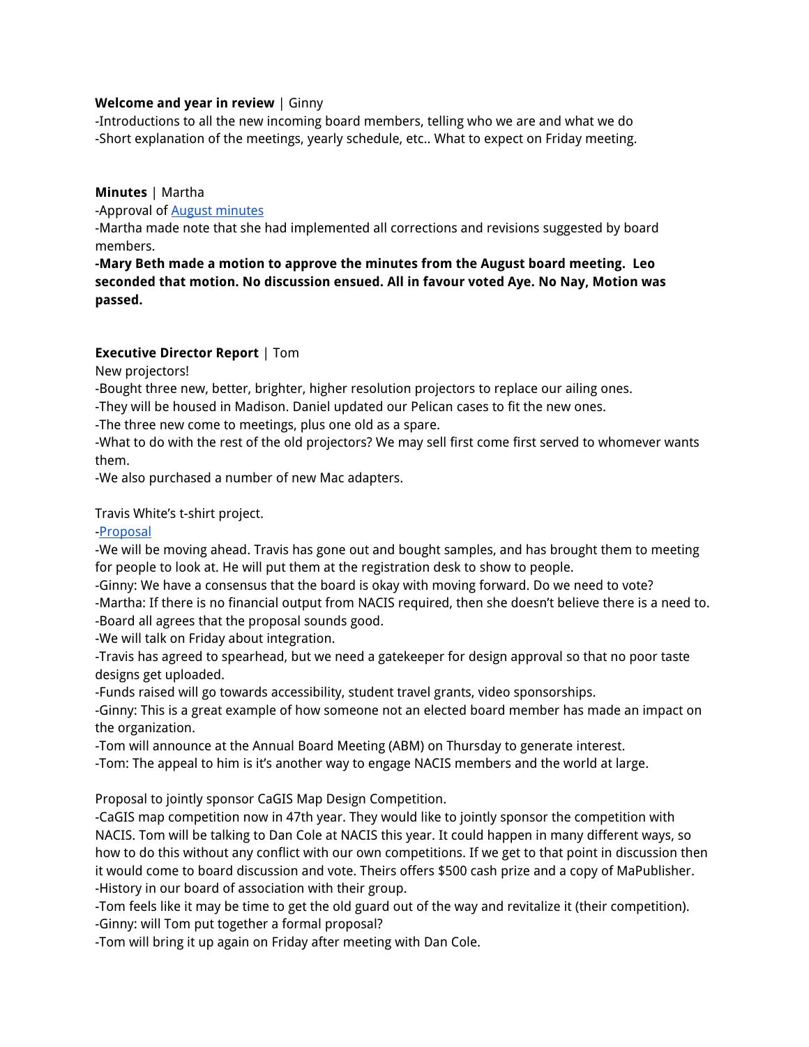**Welcome and year in review** | Ginny

-Introductions to all the new incoming board members, telling who we are and what we do

-Short explanation of the meetings, yearly schedule, etc.. What to expect on Friday meeting.

**Minutes** | Martha

-Approval of [August minutes]

-Martha made note that she had implemented all corrections and revisions suggested by board members.

**-Mary Beth made a motion to approve the minutes from the August board meeting. Leo seconded that motion. No discussion ensued. All in favour voted Aye. No Nay, Motion was passed.**

**Executive Director Report** | Tom

New projectors!

-Bought three new, better, brighter, higher resolution projectors to replace our ailing ones.

-They will be housed in Madison. Daniel updated our Pelican cases to fit the new ones.

-The three new come to meetings, plus one old as a spare.

-What to do with the rest of the old projectors? We may sell first come first served to whomever wants them.

-We also purchased a number of new Mac adapters.

Travis White's t-shirt project.

-[Proposal]

-We will be moving ahead. Travis has gone out and bought samples, and has brought them to meeting for people to look at. He will put them at the registration desk to show to people.

-Ginny: We have a consensus that the board is okay with moving forward. Do we need to vote?

-Martha: If there is no financial output from NACIS required, then she doesn't believe there is a need to.

-Board all agrees that the proposal sounds good.

-We will talk on Friday about integration.

-Travis has agreed to spearhead, but we need a gatekeeper for design approval so that no poor taste designs get uploaded.

-Funds raised will go towards accessibility, student travel grants, video sponsorships.

-Ginny: This is a great example of how someone not an elected board member has made an impact on the organization.

-Tom will announce at the Annual Board Meeting (ABM) on Thursday to generate interest.

-Tom: The appeal to him is it's another way to engage NACIS members and the world at large.

Proposal to jointly sponsor CaGIS Map Design Competition.

-CaGIS map competition now in 47th year. They would like to jointly sponsor the competition with NACIS. Tom will be talking to Dan Cole at NACIS this year. It could happen in many different ways, so how to do this without any conflict with our own competitions. If we get to that point in discussion then it would come to board discussion and vote. Theirs offers $500 cash prize and a copy of MaPublisher.

-History in our board of association with their group.

-Tom feels like it may be time to get the old guard out of the way and revitalize it (their competition).

-Ginny: will Tom put together a formal proposal?

-Tom will bring it up again on Friday after meeting with Dan Cole.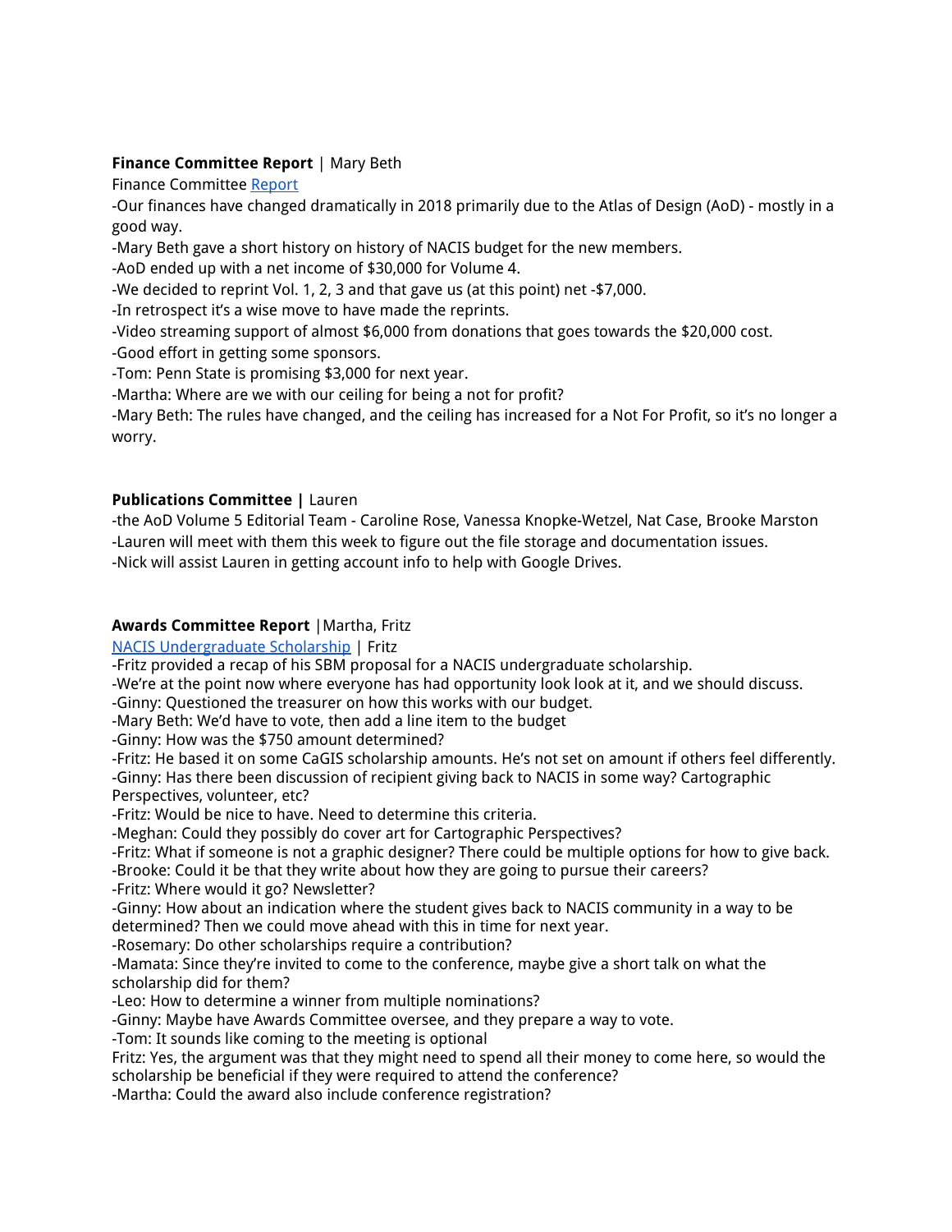**Finance Committee Report** | Mary Beth

Finance Committee Report

-Our finances have changed dramatically in 2018 primarily due to the Atlas of Design (AoD) - mostly in a good way.

-Mary Beth gave a short history on history of NACIS budget for the new members.

-AoD ended up with a net income of $30,000 for Volume 4.

-We decided to reprint Vol. 1, 2, 3 and that gave us (at this point) net -$7,000.

-In retrospect it's a wise move to have made the reprints.

-Video streaming support of almost $6,000 from donations that goes towards the $20,000 cost.

-Good effort in getting some sponsors.

-Tom: Penn State is promising $3,000 for next year.

-Martha: Where are we with our ceiling for being a not for profit?

-Mary Beth: The rules have changed, and the ceiling has increased for a Not For Profit, so it's no longer a worry.

**Publications Committee |** Lauren

-the AoD Volume 5 Editorial Team - Caroline Rose, Vanessa Knopke-Wetzel, Nat Case, Brooke Marston

-Lauren will meet with them this week to figure out the file storage and documentation issues.

-Nick will assist Lauren in getting account info to help with Google Drives.

**Awards Committee Report** |Martha, Fritz

NACIS Undergraduate Scholarship | Fritz

-Fritz provided a recap of his SBM proposal for a NACIS undergraduate scholarship.

-We're at the point now where everyone has had opportunity look look at it, and we should discuss.

-Ginny: Questioned the treasurer on how this works with our budget.

-Mary Beth: We'd have to vote, then add a line item to the budget

-Ginny: How was the $750 amount determined?

-Fritz: He based it on some CaGIS scholarship amounts. He's not set on amount if others feel differently.

-Ginny: Has there been discussion of recipient giving back to NACIS in some way? Cartographic Perspectives, volunteer, etc?

-Fritz: Would be nice to have. Need to determine this criteria.

-Meghan: Could they possibly do cover art for Cartographic Perspectives?

-Fritz: What if someone is not a graphic designer? There could be multiple options for how to give back.

-Brooke: Could it be that they write about how they are going to pursue their careers?

-Fritz: Where would it go? Newsletter?

-Ginny: How about an indication where the student gives back to NACIS community in a way to be determined? Then we could move ahead with this in time for next year.

-Rosemary: Do other scholarships require a contribution?

-Mamata: Since they're invited to come to the conference, maybe give a short talk on what the scholarship did for them?

-Leo: How to determine a winner from multiple nominations?

-Ginny: Maybe have Awards Committee oversee, and they prepare a way to vote.

-Tom: It sounds like coming to the meeting is optional

Fritz: Yes, the argument was that they might need to spend all their money to come here, so would the scholarship be beneficial if they were required to attend the conference?

-Martha: Could the award also include conference registration?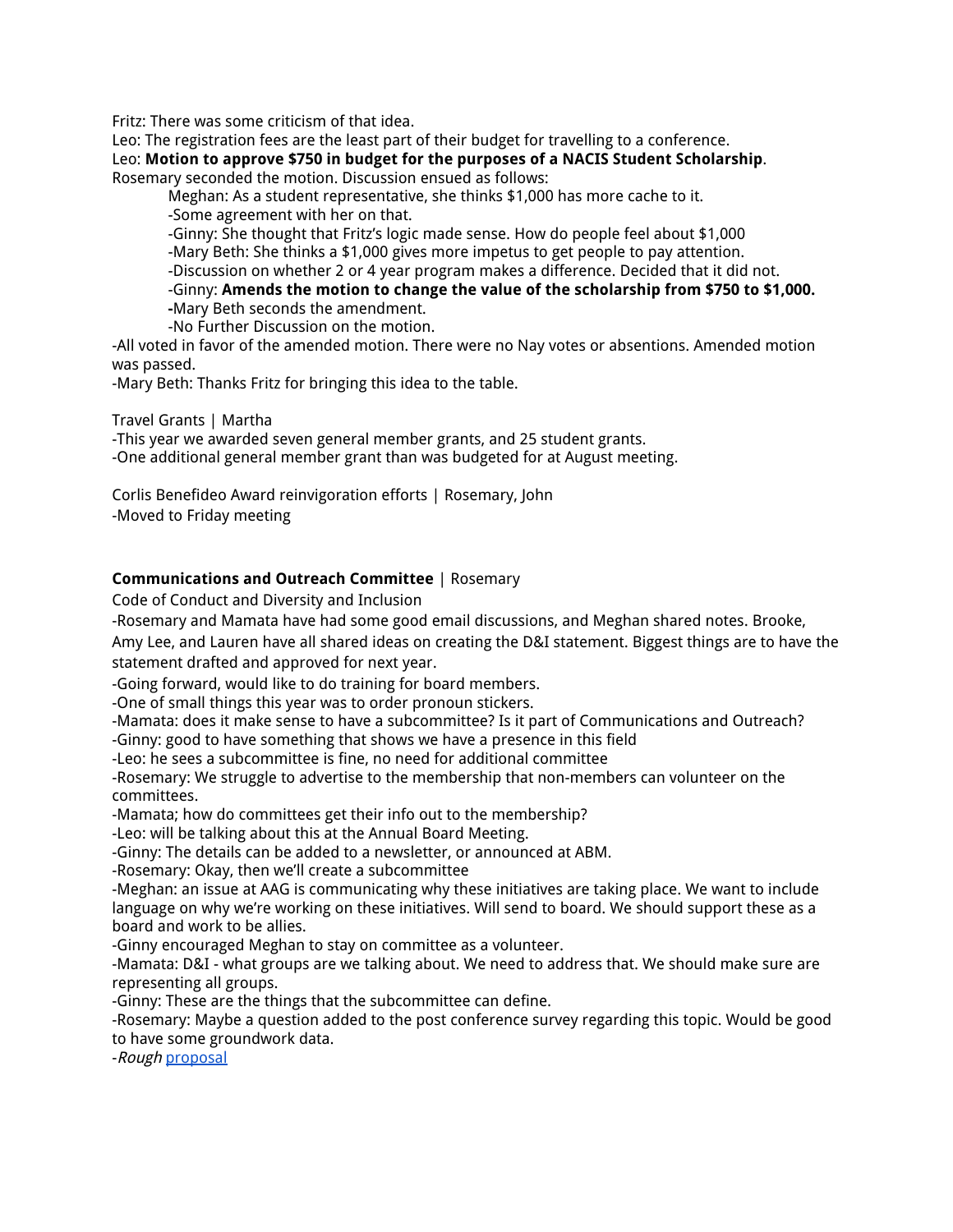Fritz: There was some criticism of that idea.
Leo: The registration fees are the least part of their budget for travelling to a conference.
Leo: **Motion to approve $750 in budget for the purposes of a NACIS Student Scholarship**.
Rosemary seconded the motion. Discussion ensued as follows:

> Meghan: As a student representative, she thinks $1,000 has more cache to it.
> -Some agreement with her on that.
> -Ginny: She thought that Fritz's logic made sense. How do people feel about $1,000
> -Mary Beth: She thinks a $1,000 gives more impetus to get people to pay attention.
> -Discussion on whether 2 or 4 year program makes a difference. Decided that it did not.
> -Ginny: **Amends the motion to change the value of the scholarship from $750 to $1,000.**
> **-**Mary Beth seconds the amendment.
> -No Further Discussion on the motion.

-All voted in favor of the amended motion. There were no Nay votes or absentions. Amended motion was passed.
-Mary Beth: Thanks Fritz for bringing this idea to the table.

Travel Grants | Martha
-This year we awarded seven general member grants, and 25 student grants.
-One additional general member grant than was budgeted for at August meeting.

Corlis Benefideo Award reinvigoration efforts | Rosemary, John
-Moved to Friday meeting

**Communications and Outreach Committee** | Rosemary
Code of Conduct and Diversity and Inclusion
-Rosemary and Mamata have had some good email discussions, and Meghan shared notes. Brooke, Amy Lee, and Lauren have all shared ideas on creating the D&I statement. Biggest things are to have the statement drafted and approved for next year.
-Going forward, would like to do training for board members.
-One of small things this year was to order pronoun stickers.
-Mamata: does it make sense to have a subcommittee? Is it part of Communications and Outreach?
-Ginny: good to have something that shows we have a presence in this field
-Leo: he sees a subcommittee is fine, no need for additional committee
-Rosemary: We struggle to advertise to the membership that non-members can volunteer on the committees.
-Mamata; how do committees get their info out to the membership?
-Leo: will be talking about this at the Annual Board Meeting.
-Ginny: The details can be added to a newsletter, or announced at ABM.
-Rosemary: Okay, then we'll create a subcommittee
-Meghan: an issue at AAG is communicating why these initiatives are taking place. We want to include language on why we're working on these initiatives. Will send to board. We should support these as a board and work to be allies.
-Ginny encouraged Meghan to stay on committee as a volunteer.
-Mamata: D&I - what groups are we talking about. We need to address that. We should make sure are representing all groups.
-Ginny: These are the things that the subcommittee can define.
-Rosemary: Maybe a question added to the post conference survey regarding this topic. Would be good to have some groundwork data.
-*Rough* proposal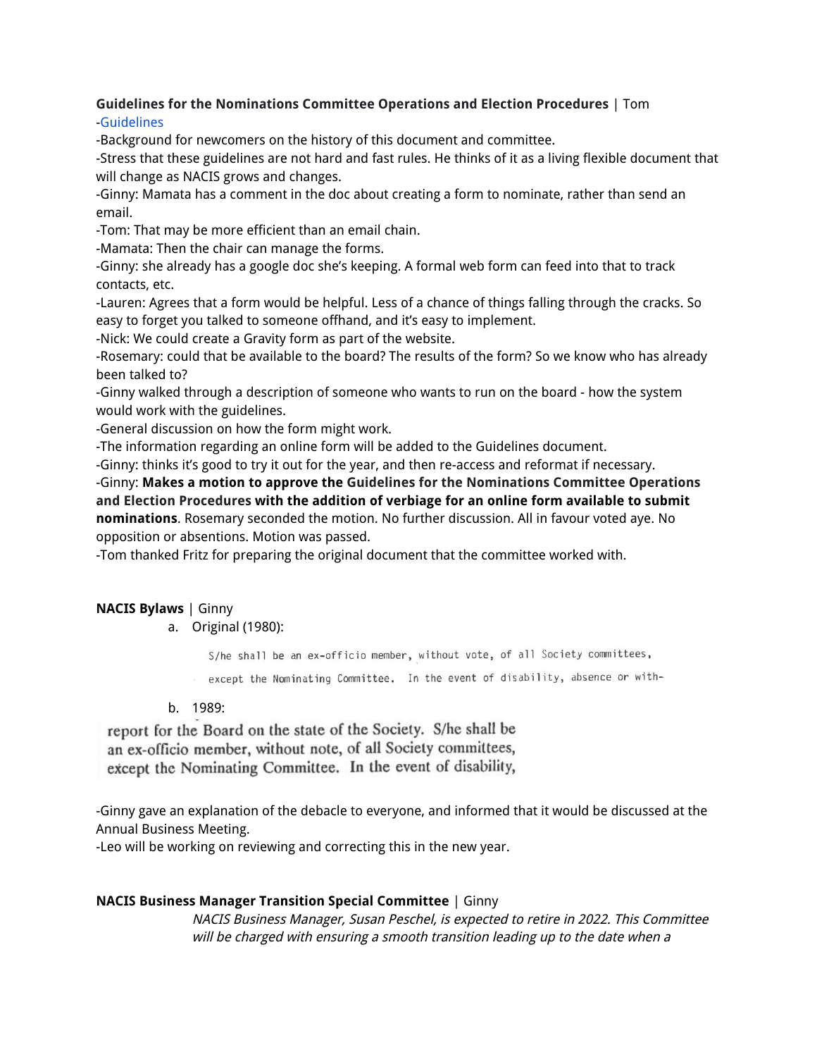**Guidelines for the Nominations Committee Operations and Election Procedures** | Tom

-Guidelines

-Background for newcomers on the history of this document and committee.

-Stress that these guidelines are not hard and fast rules. He thinks of it as a living flexible document that will change as NACIS grows and changes.

-Ginny: Mamata has a comment in the doc about creating a form to nominate, rather than send an email.

-Tom: That may be more efficient than an email chain.

-Mamata: Then the chair can manage the forms.

-Ginny: she already has a google doc she's keeping. A formal web form can feed into that to track contacts, etc.

-Lauren: Agrees that a form would be helpful. Less of a chance of things falling through the cracks. So easy to forget you talked to someone offhand, and it's easy to implement.

-Nick: We could create a Gravity form as part of the website.

-Rosemary: could that be available to the board? The results of the form? So we know who has already been talked to?

-Ginny walked through a description of someone who wants to run on the board - how the system would work with the guidelines.

-General discussion on how the form might work.

-The information regarding an online form will be added to the Guidelines document.

-Ginny: thinks it's good to try it out for the year, and then re-access and reformat if necessary.

-Ginny: **Makes a motion to approve the Guidelines for the Nominations Committee Operations and Election Procedures with the addition of verbiage for an online form available to submit nominations**. Rosemary seconded the motion. No further discussion. All in favour voted aye. No opposition or absentions. Motion was passed.

-Tom thanked Fritz for preparing the original document that the committee worked with.

**NACIS Bylaws** | Ginny

a. Original (1980):

S/he shall be an ex-officio member, without vote, of all Society committees, except the Nominating Committee. In the event of disability, absence or with-

b. 1989:

report for the Board on the state of the Society. S/he shall be an ex-officio member, without note, of all Society committees, except the Nominating Committee. In the event of disability,

-Ginny gave an explanation of the debacle to everyone, and informed that it would be discussed at the Annual Business Meeting.

-Leo will be working on reviewing and correcting this in the new year.

**NACIS Business Manager Transition Special Committee** | Ginny

*NACIS Business Manager, Susan Peschel, is expected to retire in 2022. This Committee will be charged with ensuring a smooth transition leading up to the date when a*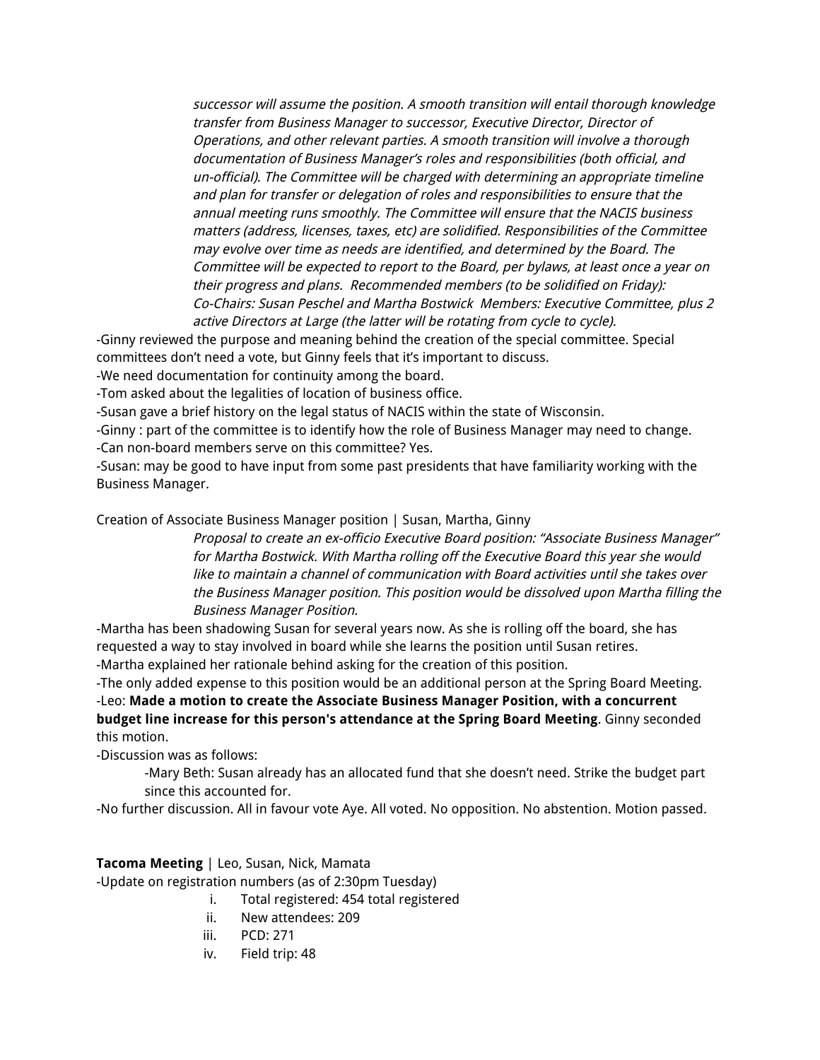*successor will assume the position. A smooth transition will entail thorough knowledge transfer from Business Manager to successor, Executive Director, Director of Operations, and other relevant parties. A smooth transition will involve a thorough documentation of Business Manager's roles and responsibilities (both official, and un-official). The Committee will be charged with determining an appropriate timeline and plan for transfer or delegation of roles and responsibilities to ensure that the annual meeting runs smoothly. The Committee will ensure that the NACIS business matters (address, licenses, taxes, etc) are solidified. Responsibilities of the Committee may evolve over time as needs are identified, and determined by the Board. The Committee will be expected to report to the Board, per bylaws, at least once a year on their progress and plans. Recommended members (to be solidified on Friday): Co-Chairs: Susan Peschel and Martha Bostwick Members: Executive Committee, plus 2 active Directors at Large (the latter will be rotating from cycle to cycle).*

-Ginny reviewed the purpose and meaning behind the creation of the special committee. Special committees don't need a vote, but Ginny feels that it's important to discuss.
-We need documentation for continuity among the board.
-Tom asked about the legalities of location of business office.
-Susan gave a brief history on the legal status of NACIS within the state of Wisconsin.
-Ginny : part of the committee is to identify how the role of Business Manager may need to change.
-Can non-board members serve on this committee? Yes.
-Susan: may be good to have input from some past presidents that have familiarity working with the Business Manager.

Creation of Associate Business Manager position | Susan, Martha, Ginny

*Proposal to create an ex-officio Executive Board position: "Associate Business Manager" for Martha Bostwick. With Martha rolling off the Executive Board this year she would like to maintain a channel of communication with Board activities until she takes over the Business Manager position. This position would be dissolved upon Martha filling the Business Manager Position.*

-Martha has been shadowing Susan for several years now. As she is rolling off the board, she has requested a way to stay involved in board while she learns the position until Susan retires.
-Martha explained her rationale behind asking for the creation of this position.
-The only added expense to this position would be an additional person at the Spring Board Meeting.
-Leo: **Made a motion to create the Associate Business Manager Position, with a concurrent budget line increase for this person's attendance at the Spring Board Meeting**. Ginny seconded this motion.
-Discussion was as follows:

-Mary Beth: Susan already has an allocated fund that she doesn't need. Strike the budget part since this accounted for.

-No further discussion. All in favour vote Aye. All voted. No opposition. No abstention. Motion passed.

**Tacoma Meeting** | Leo, Susan, Nick, Mamata
-Update on registration numbers (as of 2:30pm Tuesday)

i. Total registered: 454 total registered
ii. New attendees: 209
iii. PCD: 271
iv. Field trip: 48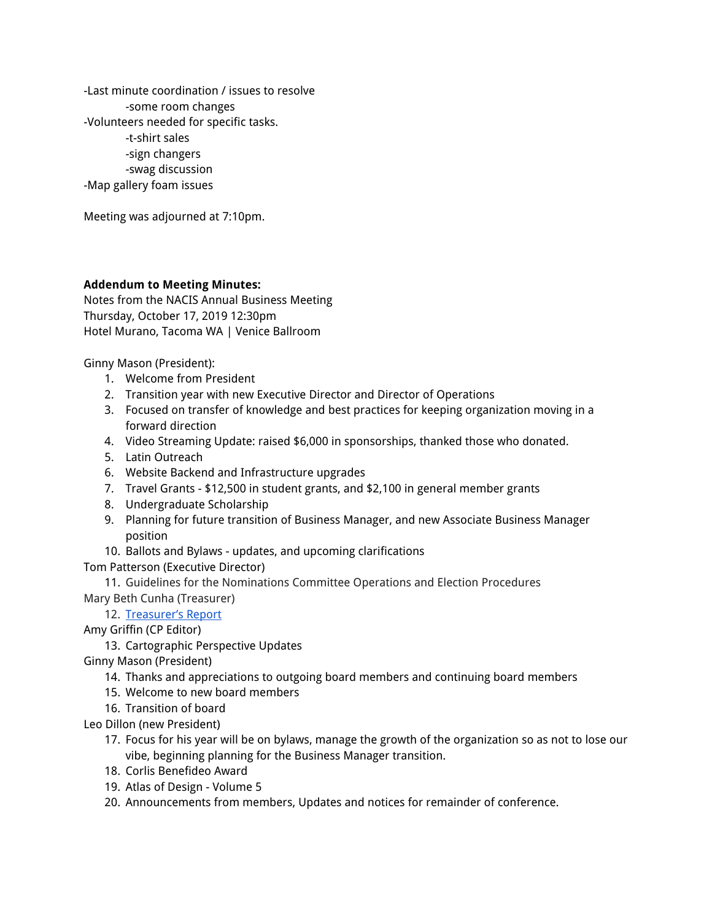-Last minute coordination / issues to resolve
    -some room changes
-Volunteers needed for specific tasks.
    -t-shirt sales
    -sign changers
    -swag discussion
-Map gallery foam issues

Meeting was adjourned at 7:10pm.

**Addendum to Meeting Minutes:**
Notes from the NACIS Annual Business Meeting
Thursday, October 17, 2019 12:30pm
Hotel Murano, Tacoma WA | Venice Ballroom

Ginny Mason (President):

1. Welcome from President
2. Transition year with new Executive Director and Director of Operations
3. Focused on transfer of knowledge and best practices for keeping organization moving in a forward direction
4. Video Streaming Update: raised $6,000 in sponsorships, thanked those who donated.
5. Latin Outreach
6. Website Backend and Infrastructure upgrades
7. Travel Grants - $12,500 in student grants, and $2,100 in general member grants
8. Undergraduate Scholarship
9. Planning for future transition of Business Manager, and new Associate Business Manager position
10. Ballots and Bylaws - updates, and upcoming clarifications

Tom Patterson (Executive Director)

11. Guidelines for the Nominations Committee Operations and Election Procedures

Mary Beth Cunha (Treasurer)

12. Treasurer's Report

Amy Griffin (CP Editor)

13. Cartographic Perspective Updates

Ginny Mason (President)

14. Thanks and appreciations to outgoing board members and continuing board members
15. Welcome to new board members
16. Transition of board

Leo Dillon (new President)

17. Focus for his year will be on bylaws, manage the growth of the organization so as not to lose our vibe, beginning planning for the Business Manager transition.
18. Corlis Benefideo Award
19. Atlas of Design - Volume 5
20. Announcements from members, Updates and notices for remainder of conference.